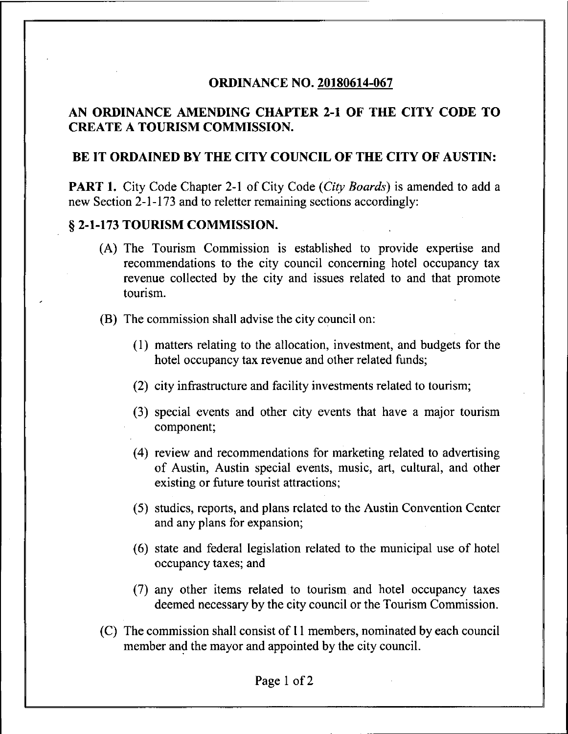# ORDINANCE NO. 20180614-067

## AN ORDINANCE AMENDING CHAPTER 2-1 OF THE CITY CODE TO CREATE A TOURISM COMMISSION.

## BE IT ORDAINED BY THE CITY COUNCIL OF THE CITY OF AUSTIN:

**PART 1.** City Code Chapter 2-1 of City Code (*City Boards*) is amended to add a new Section 2-1-173 and to reletter remaining sections accordingly:

### § 2-1-173 TOURISM COMMISSION.

(A) The Tourism Commission is established to provide expertise and recommendations to the city council concerning hotel occupancy tax revenue collected by the city and issues related to and that promote tourism.

(B) The commission shall advise the city council on:

(1) matters relating to the allocation, investment, and budgets for the hotel occupancy tax revenue and other related funds;

(2) city infrastructure and facility investments related to tourism;

(3) special events and other city events that have a major tourism component;

(4) review and recommendations for marketing related to advertising of Austin, Austin special events, music, art, cultural, and other existing or future tourist attractions;

(5) studies, reports, and plans related to the Austin Convention Center and any plans for expansion;

(6) state and federal legislation related to the municipal use of hotel occupancy taxes; and

(7) any other items related to tourism and hotel occupancy taxes deemed necessary by the city council or the Tourism Commission.

(C) The commission shall consist of 11 members, nominated by each council member and the mayor and appointed by the city council.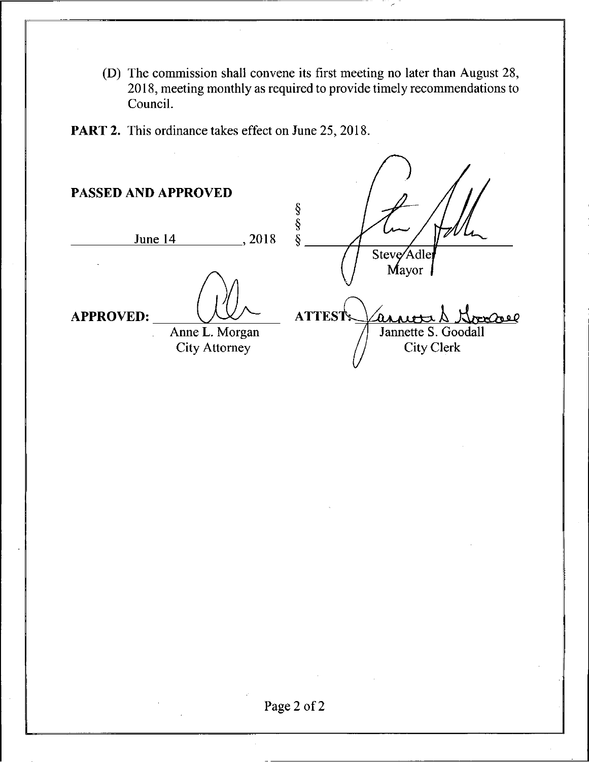(D) The commission shall convene its first meeting no later than August 28, 2018, meeting monthly as required to provide timely recommendations to Council.

**PART 2.** This ordinance takes effect on June 25, 2018.

**PASSED AND APPROVED**

June 14, 2018 § § §

Steve Adler
Mayor

**APPROVED:**
Anne L. Morgan
City Attorney

**ATTEST:**
Jannette S. Goodall
City Clerk